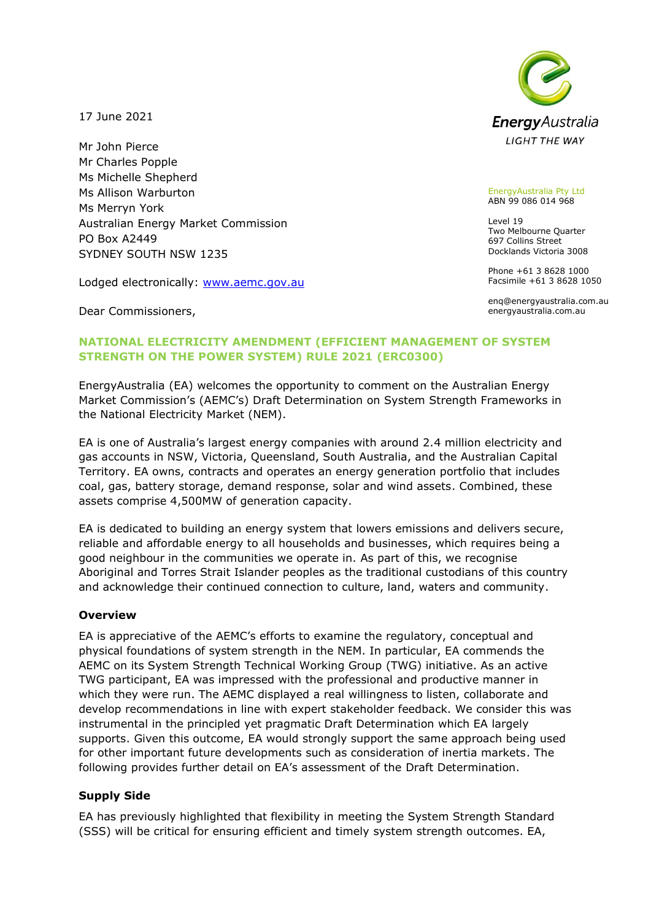17 June 2021

Mr John Pierce
Mr Charles Popple
Ms Michelle Shepherd
Ms Allison Warburton
Ms Merryn York
Australian Energy Market Commission
PO Box A2449
SYDNEY SOUTH NSW 1235

Lodged electronically: [www.aemc.gov.au](http://www.aemc.gov.au)

Dear Commissioners,

EnergyAustralia
LIGHT THE WAY

EnergyAustralia Pty Ltd
ABN 99 086 014 968

Level 19
Two Melbourne Quarter
697 Collins Street
Docklands Victoria 3008

Phone +61 3 8628 1000
Facsimile +61 3 8628 1050

enq@energyaustralia.com.au
energyaustralia.com.au

**NATIONAL ELECTRICITY AMENDMENT (EFFICIENT MANAGEMENT OF SYSTEM STRENGTH ON THE POWER SYSTEM) RULE 2021 (ERC0300)**

EnergyAustralia (EA) welcomes the opportunity to comment on the Australian Energy Market Commission's (AEMC's) Draft Determination on System Strength Frameworks in the National Electricity Market (NEM).

EA is one of Australia's largest energy companies with around 2.4 million electricity and gas accounts in NSW, Victoria, Queensland, South Australia, and the Australian Capital Territory. EA owns, contracts and operates an energy generation portfolio that includes coal, gas, battery storage, demand response, solar and wind assets. Combined, these assets comprise 4,500MW of generation capacity.

EA is dedicated to building an energy system that lowers emissions and delivers secure, reliable and affordable energy to all households and businesses, which requires being a good neighbour in the communities we operate in. As part of this, we recognise Aboriginal and Torres Strait Islander peoples as the traditional custodians of this country and acknowledge their continued connection to culture, land, waters and community.

**Overview**

EA is appreciative of the AEMC's efforts to examine the regulatory, conceptual and physical foundations of system strength in the NEM. In particular, EA commends the AEMC on its System Strength Technical Working Group (TWG) initiative. As an active TWG participant, EA was impressed with the professional and productive manner in which they were run. The AEMC displayed a real willingness to listen, collaborate and develop recommendations in line with expert stakeholder feedback. We consider this was instrumental in the principled yet pragmatic Draft Determination which EA largely supports. Given this outcome, EA would strongly support the same approach being used for other important future developments such as consideration of inertia markets. The following provides further detail on EA's assessment of the Draft Determination.

**Supply Side**

EA has previously highlighted that flexibility in meeting the System Strength Standard (SSS) will be critical for ensuring efficient and timely system strength outcomes. EA,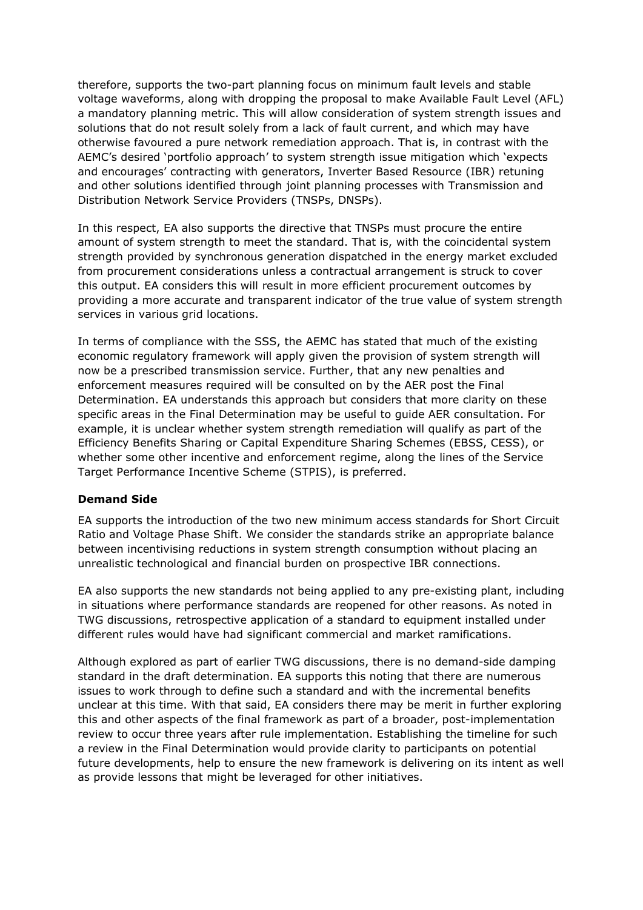therefore, supports the two-part planning focus on minimum fault levels and stable voltage waveforms, along with dropping the proposal to make Available Fault Level (AFL) a mandatory planning metric. This will allow consideration of system strength issues and solutions that do not result solely from a lack of fault current, and which may have otherwise favoured a pure network remediation approach. That is, in contrast with the AEMC's desired 'portfolio approach' to system strength issue mitigation which 'expects and encourages' contracting with generators, Inverter Based Resource (IBR) retuning and other solutions identified through joint planning processes with Transmission and Distribution Network Service Providers (TNSPs, DNSPs).

In this respect, EA also supports the directive that TNSPs must procure the entire amount of system strength to meet the standard. That is, with the coincidental system strength provided by synchronous generation dispatched in the energy market excluded from procurement considerations unless a contractual arrangement is struck to cover this output. EA considers this will result in more efficient procurement outcomes by providing a more accurate and transparent indicator of the true value of system strength services in various grid locations.

In terms of compliance with the SSS, the AEMC has stated that much of the existing economic regulatory framework will apply given the provision of system strength will now be a prescribed transmission service. Further, that any new penalties and enforcement measures required will be consulted on by the AER post the Final Determination. EA understands this approach but considers that more clarity on these specific areas in the Final Determination may be useful to guide AER consultation. For example, it is unclear whether system strength remediation will qualify as part of the Efficiency Benefits Sharing or Capital Expenditure Sharing Schemes (EBSS, CESS), or whether some other incentive and enforcement regime, along the lines of the Service Target Performance Incentive Scheme (STPIS), is preferred.

**Demand Side**

EA supports the introduction of the two new minimum access standards for Short Circuit Ratio and Voltage Phase Shift. We consider the standards strike an appropriate balance between incentivising reductions in system strength consumption without placing an unrealistic technological and financial burden on prospective IBR connections.

EA also supports the new standards not being applied to any pre-existing plant, including in situations where performance standards are reopened for other reasons. As noted in TWG discussions, retrospective application of a standard to equipment installed under different rules would have had significant commercial and market ramifications.

Although explored as part of earlier TWG discussions, there is no demand-side damping standard in the draft determination. EA supports this noting that there are numerous issues to work through to define such a standard and with the incremental benefits unclear at this time. With that said, EA considers there may be merit in further exploring this and other aspects of the final framework as part of a broader, post-implementation review to occur three years after rule implementation. Establishing the timeline for such a review in the Final Determination would provide clarity to participants on potential future developments, help to ensure the new framework is delivering on its intent as well as provide lessons that might be leveraged for other initiatives.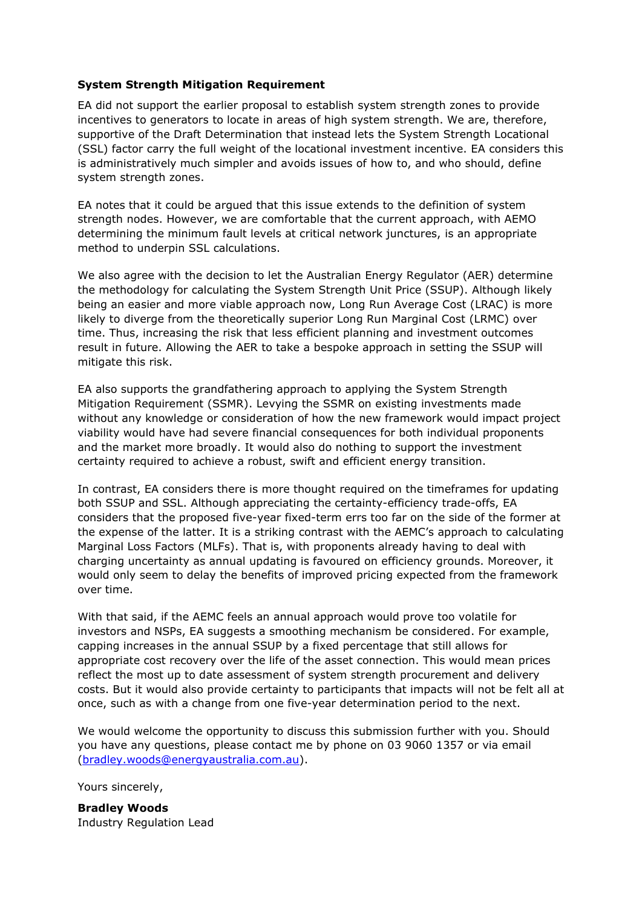**System Strength Mitigation Requirement**

EA did not support the earlier proposal to establish system strength zones to provide incentives to generators to locate in areas of high system strength. We are, therefore, supportive of the Draft Determination that instead lets the System Strength Locational (SSL) factor carry the full weight of the locational investment incentive. EA considers this is administratively much simpler and avoids issues of how to, and who should, define system strength zones.

EA notes that it could be argued that this issue extends to the definition of system strength nodes. However, we are comfortable that the current approach, with AEMO determining the minimum fault levels at critical network junctures, is an appropriate method to underpin SSL calculations.

We also agree with the decision to let the Australian Energy Regulator (AER) determine the methodology for calculating the System Strength Unit Price (SSUP). Although likely being an easier and more viable approach now, Long Run Average Cost (LRAC) is more likely to diverge from the theoretically superior Long Run Marginal Cost (LRMC) over time. Thus, increasing the risk that less efficient planning and investment outcomes result in future. Allowing the AER to take a bespoke approach in setting the SSUP will mitigate this risk.

EA also supports the grandfathering approach to applying the System Strength Mitigation Requirement (SSMR). Levying the SSMR on existing investments made without any knowledge or consideration of how the new framework would impact project viability would have had severe financial consequences for both individual proponents and the market more broadly. It would also do nothing to support the investment certainty required to achieve a robust, swift and efficient energy transition.

In contrast, EA considers there is more thought required on the timeframes for updating both SSUP and SSL. Although appreciating the certainty-efficiency trade-offs, EA considers that the proposed five-year fixed-term errs too far on the side of the former at the expense of the latter. It is a striking contrast with the AEMC's approach to calculating Marginal Loss Factors (MLFs). That is, with proponents already having to deal with charging uncertainty as annual updating is favoured on efficiency grounds. Moreover, it would only seem to delay the benefits of improved pricing expected from the framework over time.

With that said, if the AEMC feels an annual approach would prove too volatile for investors and NSPs, EA suggests a smoothing mechanism be considered. For example, capping increases in the annual SSUP by a fixed percentage that still allows for appropriate cost recovery over the life of the asset connection. This would mean prices reflect the most up to date assessment of system strength procurement and delivery costs. But it would also provide certainty to participants that impacts will not be felt all at once, such as with a change from one five-year determination period to the next.

We would welcome the opportunity to discuss this submission further with you. Should you have any questions, please contact me by phone on 03 9060 1357 or via email (bradley.woods@energyaustralia.com.au).

Yours sincerely,

**Bradley Woods**
Industry Regulation Lead